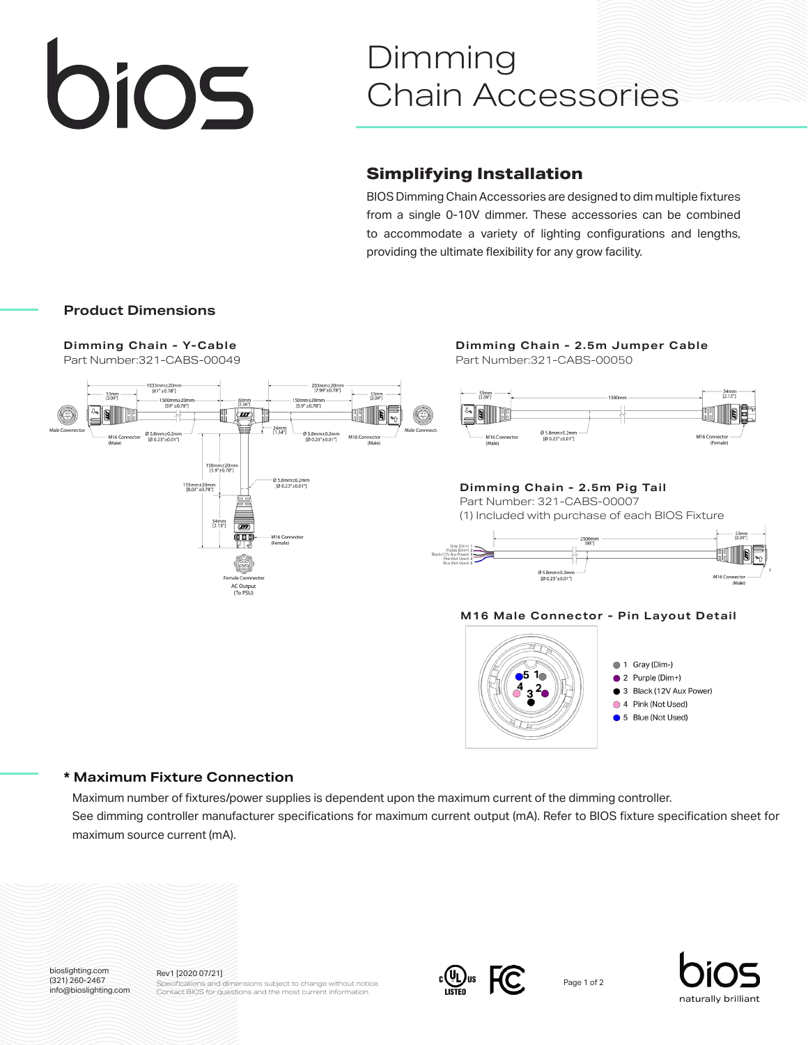# Dimming Chain Accessories

## Simplifying Installation

BIOS Dimming Chain Accessories are designed to dim multiple fixtures from a single 0-10V dimmer. These accessories can be combined to accommodate a variety of lighting configurations and lengths, providing the ultimate flexibility for any grow facility.

## Product Dimensions

### Dimming Chain - Y-Cable

Part Number:321-CABS-00049

### Dimming Chain - 2.5m Jumper Cable

Part Number:321-CABS-00050

### Dimming Chain - 2.5m Pig Tail

Part Number: 321-CABS-00007

(1) Included with purchase of each BIOS Fixture

### M16 Male Connector - Pin Layout Detail

- 1 Gray (Dim-)
- 2 Purple (Dim+)
- 3 Black (12V Aux Power)
- 4 Pink (Not Used)
- 5 Blue (Not Used)

## * Maximum Fixture Connection

Maximum number of fixtures/power supplies is dependent upon the maximum current of the dimming controller.

See dimming controller manufacturer specifications for maximum current output (mA). Refer to BIOS fixture specification sheet for maximum source current (mA).

bioslighting.com
(321) 260-2467
info@bioslighting.com

Rev1 [2020 07/21]
Specifications and dimensions subject to change without notice.
Contact BIOS for questions and the most current information.

naturally brilliant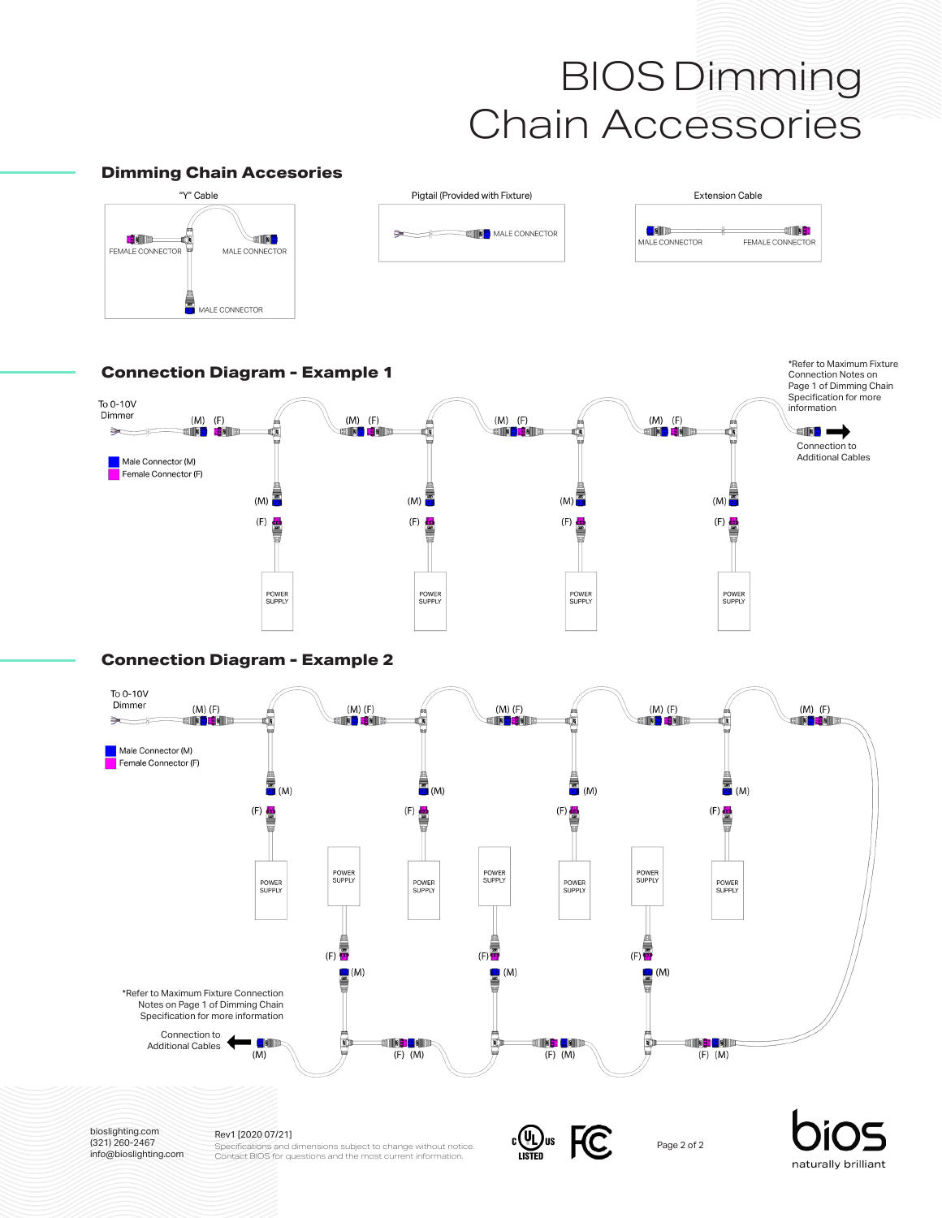# BIOS Dimming Chain Accessories

## Dimming Chain Accesories

"Y" Cable

FEMALE CONNECTOR

MALE CONNECTOR

MALE CONNECTOR

Pigtail (Provided with Fixture)

MALE CONNECTOR

Extension Cable

MALE CONNECTOR

FEMALE CONNECTOR

## Connection Diagram - Example 1

To 0-10V Dimmer

Male Connector (M)

Female Connector (F)

(M) (F)

POWER SUPPLY

*Refer to Maximum Fixture Connection Notes on Page 1 of Dimming Chain Specification for more information

Connection to Additional Cables

## Connection Diagram - Example 2

To 0-10V Dimmer

Male Connector (M)

Female Connector (F)

(M) (F)

POWER SUPPLY

*Refer to Maximum Fixture Connection Notes on Page 1 of Dimming Chain Specification for more information

Connection to Additional Cables

bioslighting.com
(321) 260-2467
info@bioslighting.com

Rev1 [2020 07/21]
Specifications and dimensions subject to change without notice.
Contact BIOS for questions and the most current information.

bios
naturally brilliant